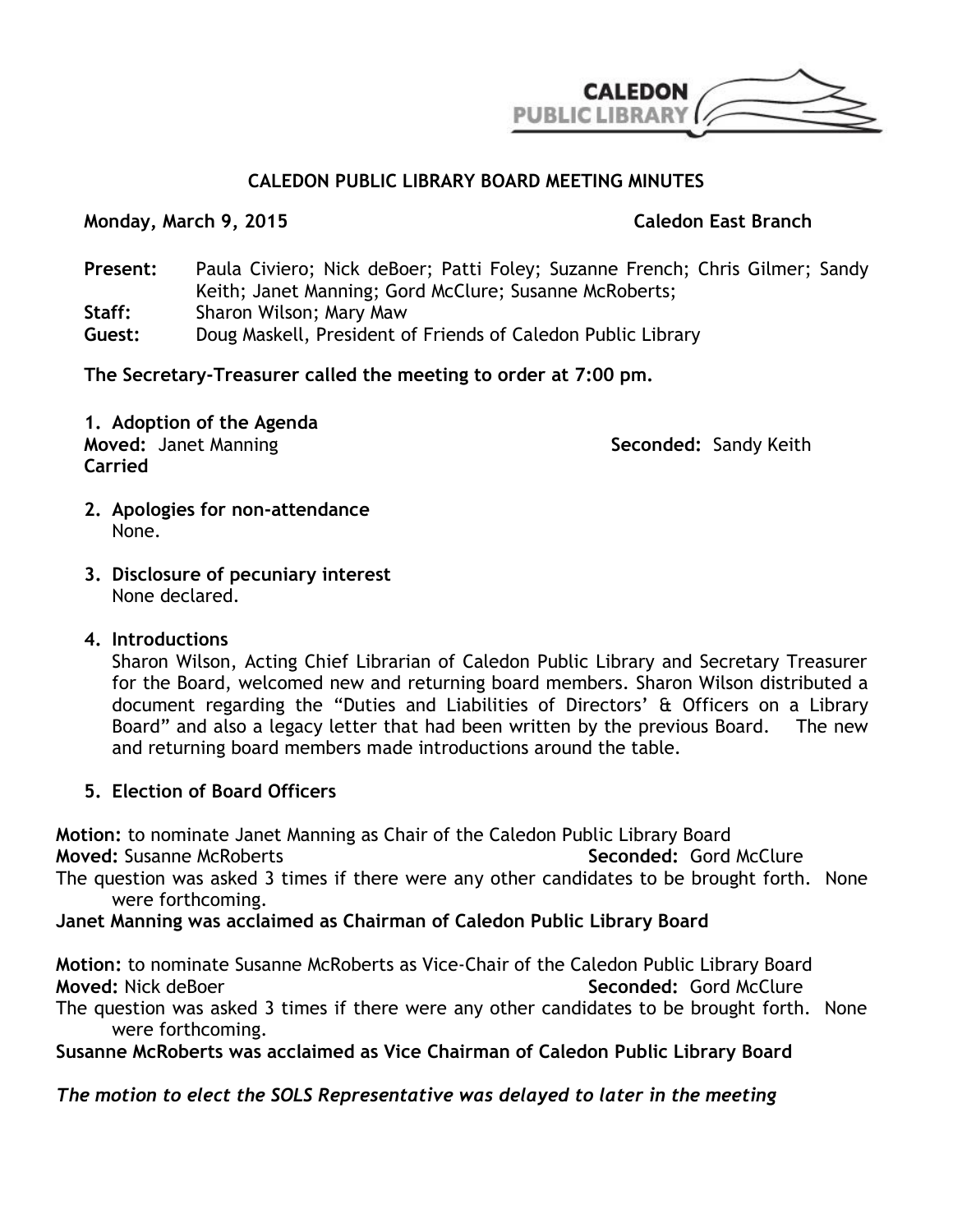CALEDON PUBLIC LIBRARY

# CALEDON PUBLIC LIBRARY BOARD MEETING MINUTES

**Monday, March 9, 2015** **Caledon East Branch**

**Present:** Paula Civiero; Nick deBoer; Patti Foley; Suzanne French; Chris Gilmer; Sandy Keith; Janet Manning; Gord McClure; Susanne McRoberts;
**Staff:** Sharon Wilson; Mary Maw
**Guest:** Doug Maskell, President of Friends of Caledon Public Library

**The Secretary-Treasurer called the meeting to order at 7:00 pm.**

**1. Adoption of the Agenda**
**Moved:** Janet Manning **Seconded:** Sandy Keith
**Carried**

**2. Apologies for non-attendance**
None.

**3. Disclosure of pecuniary interest**
None declared.

**4. Introductions**
Sharon Wilson, Acting Chief Librarian of Caledon Public Library and Secretary Treasurer for the Board, welcomed new and returning board members. Sharon Wilson distributed a document regarding the "Duties and Liabilities of Directors' & Officers on a Library Board" and also a legacy letter that had been written by the previous Board. The new and returning board members made introductions around the table.

**5. Election of Board Officers**

**Motion:** to nominate Janet Manning as Chair of the Caledon Public Library Board
**Moved:** Susanne McRoberts **Seconded:** Gord McClure
The question was asked 3 times if there were any other candidates to be brought forth. None were forthcoming.
**Janet Manning was acclaimed as Chairman of Caledon Public Library Board**

**Motion:** to nominate Susanne McRoberts as Vice-Chair of the Caledon Public Library Board
**Moved:** Nick deBoer **Seconded:** Gord McClure
The question was asked 3 times if there were any other candidates to be brought forth. None were forthcoming.
**Susanne McRoberts was acclaimed as Vice Chairman of Caledon Public Library Board**

***The motion to elect the SOLS Representative was delayed to later in the meeting***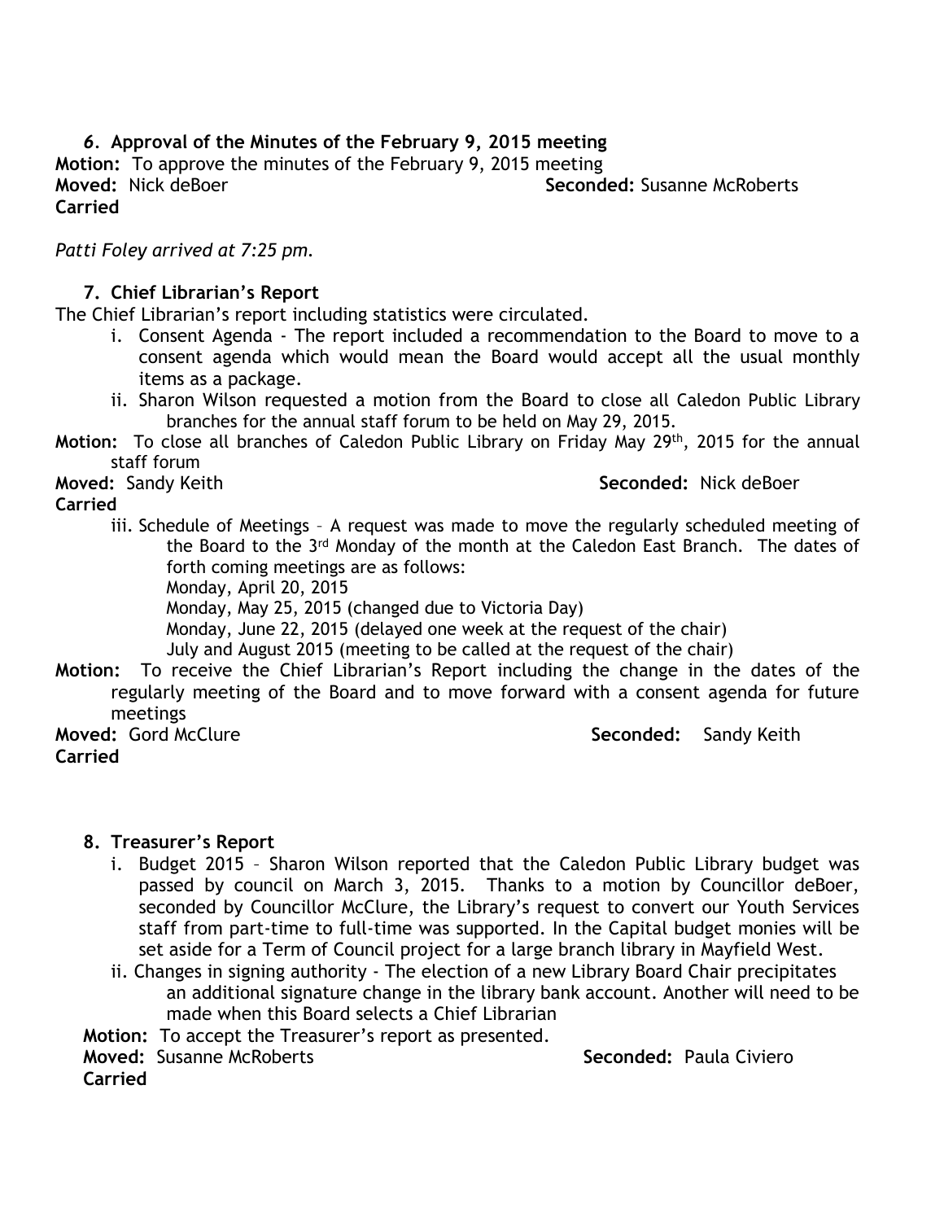### *6*. Approval of the Minutes of the February 9, 2015 meeting

**Motion:** To approve the minutes of the February 9, 2015 meeting
**Moved:** Nick deBoer **Seconded:** Susanne McRoberts
**Carried**

*Patti Foley arrived at 7:25 pm.*

### 7. Chief Librarian's Report

The Chief Librarian's report including statistics were circulated.

i. Consent Agenda - The report included a recommendation to the Board to move to a consent agenda which would mean the Board would accept all the usual monthly items as a package.
ii. Sharon Wilson requested a motion from the Board to close all Caledon Public Library branches for the annual staff forum to be held on May 29, 2015.

**Motion:** To close all branches of Caledon Public Library on Friday May 29th, 2015 for the annual staff forum
**Moved:** Sandy Keith **Seconded:** Nick deBoer
**Carried**

iii. Schedule of Meetings – A request was made to move the regularly scheduled meeting of the Board to the 3rd Monday of the month at the Caledon East Branch. The dates of forth coming meetings are as follows:
Monday, April 20, 2015
Monday, May 25, 2015 (changed due to Victoria Day)
Monday, June 22, 2015 (delayed one week at the request of the chair)
July and August 2015 (meeting to be called at the request of the chair)

**Motion:** To receive the Chief Librarian's Report including the change in the dates of the regularly meeting of the Board and to move forward with a consent agenda for future meetings
**Moved:** Gord McClure **Seconded:** Sandy Keith
**Carried**

### 8. Treasurer's Report

i. Budget 2015 – Sharon Wilson reported that the Caledon Public Library budget was passed by council on March 3, 2015. Thanks to a motion by Councillor deBoer, seconded by Councillor McClure, the Library's request to convert our Youth Services staff from part-time to full-time was supported. In the Capital budget monies will be set aside for a Term of Council project for a large branch library in Mayfield West.
ii. Changes in signing authority - The election of a new Library Board Chair precipitates an additional signature change in the library bank account. Another will need to be made when this Board selects a Chief Librarian

**Motion:** To accept the Treasurer's report as presented.
**Moved:** Susanne McRoberts **Seconded:** Paula Civiero
**Carried**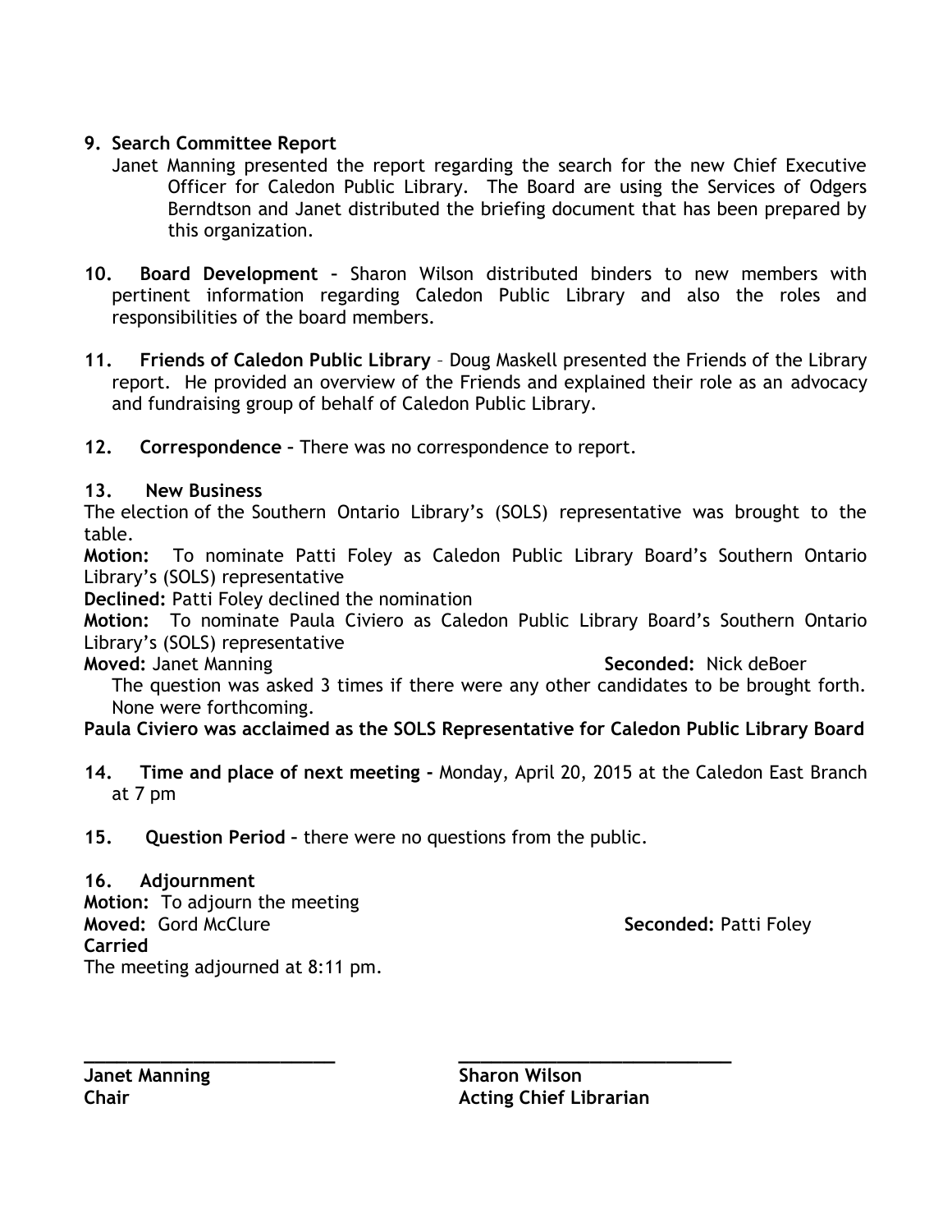**9. Search Committee Report**

Janet Manning presented the report regarding the search for the new Chief Executive Officer for Caledon Public Library. The Board are using the Services of Odgers Berndtson and Janet distributed the briefing document that has been prepared by this organization.

**10. Board Development** – Sharon Wilson distributed binders to new members with pertinent information regarding Caledon Public Library and also the roles and responsibilities of the board members.

**11. Friends of Caledon Public Library** – Doug Maskell presented the Friends of the Library report. He provided an overview of the Friends and explained their role as an advocacy and fundraising group of behalf of Caledon Public Library.

**12. Correspondence** – There was no correspondence to report.

**13. New Business**

The election of the Southern Ontario Library's (SOLS) representative was brought to the table.

**Motion:** To nominate Patti Foley as Caledon Public Library Board's Southern Ontario Library's (SOLS) representative

**Declined:** Patti Foley declined the nomination

**Motion:** To nominate Paula Civiero as Caledon Public Library Board's Southern Ontario Library's (SOLS) representative

**Moved:** Janet Manning **Seconded:** Nick deBoer

The question was asked 3 times if there were any other candidates to be brought forth. None were forthcoming.

**Paula Civiero was acclaimed as the SOLS Representative for Caledon Public Library Board**

**14. Time and place of next meeting -** Monday, April 20, 2015 at the Caledon East Branch at 7 pm

**15. Question Period** – there were no questions from the public.

**16. Adjournment**

**Motion:** To adjourn the meeting

**Moved:** Gord McClure **Seconded:** Patti Foley

**Carried**

The meeting adjourned at 8:11 pm.

\_\_\_\_\_\_\_\_\_\_\_\_\_\_\_\_\_\_\_\_\_\_\_\_\_
**Janet Manning**
**Chair**

\_\_\_\_\_\_\_\_\_\_\_\_\_\_\_\_\_\_\_\_\_\_\_\_\_\_\_
**Sharon Wilson**
**Acting Chief Librarian**